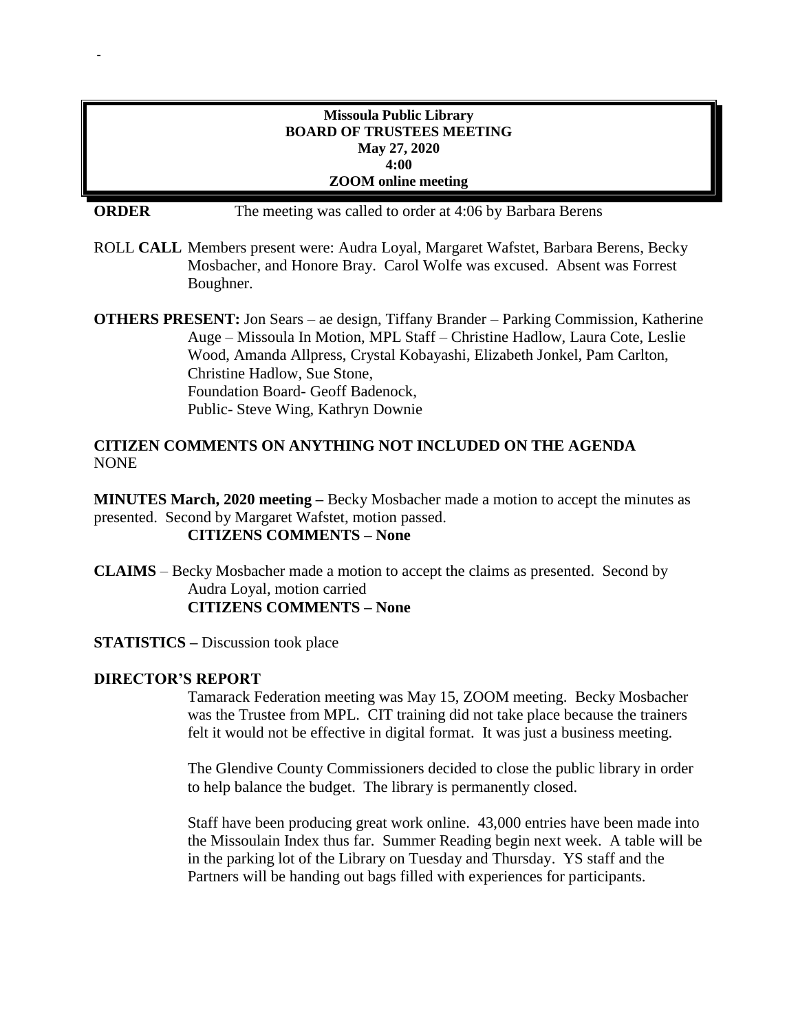-

**Missoula Public Library**
**BOARD OF TRUSTEES MEETING**
**May 27, 2020**
**4:00**
**ZOOM online meeting**

**ORDER** The meeting was called to order at 4:06 by Barbara Berens

ROLL **CALL** Members present were: Audra Loyal, Margaret Wafstet, Barbara Berens, Becky Mosbacher, and Honore Bray. Carol Wolfe was excused. Absent was Forrest Boughner.

**OTHERS PRESENT:** Jon Sears – ae design, Tiffany Brander – Parking Commission, Katherine Auge – Missoula In Motion, MPL Staff – Christine Hadlow, Laura Cote, Leslie Wood, Amanda Allpress, Crystal Kobayashi, Elizabeth Jonkel, Pam Carlton, Christine Hadlow, Sue Stone,
Foundation Board- Geoff Badenock,
Public- Steve Wing, Kathryn Downie

**CITIZEN COMMENTS ON ANYTHING NOT INCLUDED ON THE AGENDA**
NONE

**MINUTES March, 2020 meeting –** Becky Mosbacher made a motion to accept the minutes as presented. Second by Margaret Wafstet, motion passed.
**CITIZENS COMMENTS – None**

**CLAIMS** – Becky Mosbacher made a motion to accept the claims as presented. Second by Audra Loyal, motion carried
**CITIZENS COMMENTS – None**

**STATISTICS –** Discussion took place

**DIRECTOR'S REPORT**

Tamarack Federation meeting was May 15, ZOOM meeting. Becky Mosbacher was the Trustee from MPL. CIT training did not take place because the trainers felt it would not be effective in digital format. It was just a business meeting.

The Glendive County Commissioners decided to close the public library in order to help balance the budget. The library is permanently closed.

Staff have been producing great work online. 43,000 entries have been made into the Missoulain Index thus far. Summer Reading begin next week. A table will be in the parking lot of the Library on Tuesday and Thursday. YS staff and the Partners will be handing out bags filled with experiences for participants.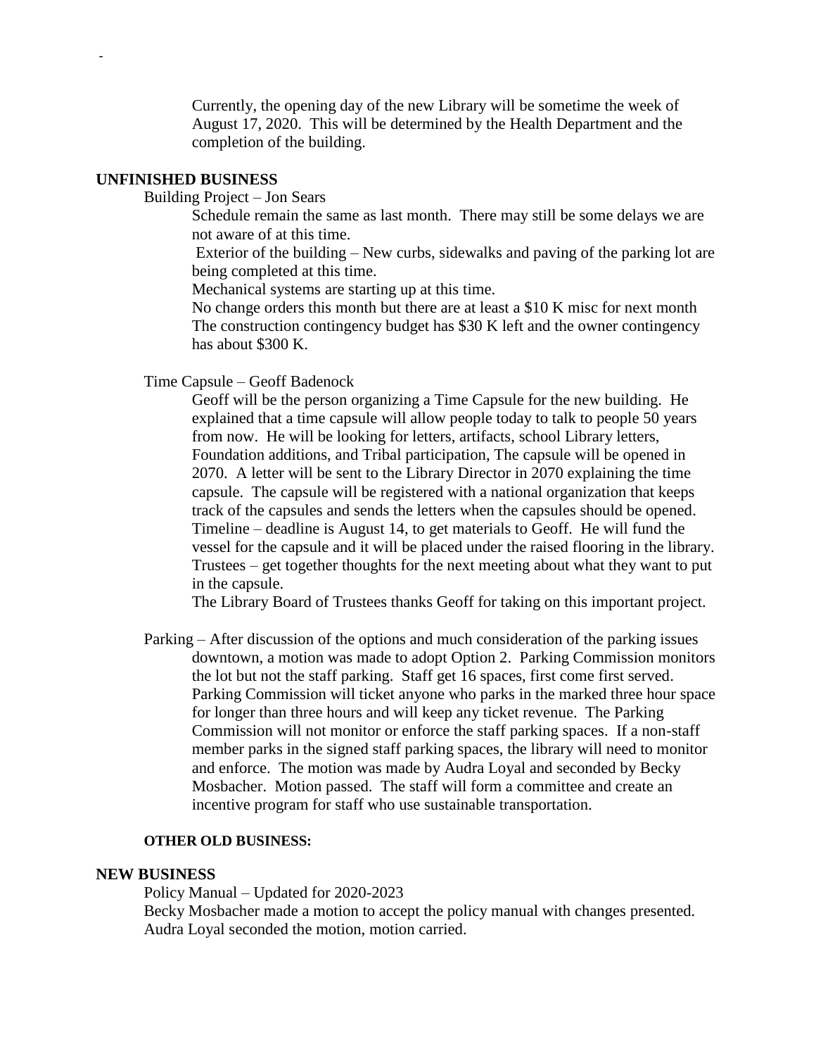Currently, the opening day of the new Library will be sometime the week of August 17, 2020. This will be determined by the Health Department and the completion of the building.

## UNFINISHED BUSINESS

Building Project – Jon Sears

Schedule remain the same as last month. There may still be some delays we are not aware of at this time.

Exterior of the building – New curbs, sidewalks and paving of the parking lot are being completed at this time.

Mechanical systems are starting up at this time.

No change orders this month but there are at least a $10 K misc for next month The construction contingency budget has $30 K left and the owner contingency has about $300 K.

Time Capsule – Geoff Badenock

Geoff will be the person organizing a Time Capsule for the new building. He explained that a time capsule will allow people today to talk to people 50 years from now. He will be looking for letters, artifacts, school Library letters, Foundation additions, and Tribal participation, The capsule will be opened in 2070. A letter will be sent to the Library Director in 2070 explaining the time capsule. The capsule will be registered with a national organization that keeps track of the capsules and sends the letters when the capsules should be opened. Timeline – deadline is August 14, to get materials to Geoff. He will fund the vessel for the capsule and it will be placed under the raised flooring in the library. Trustees – get together thoughts for the next meeting about what they want to put in the capsule.

The Library Board of Trustees thanks Geoff for taking on this important project.

Parking – After discussion of the options and much consideration of the parking issues downtown, a motion was made to adopt Option 2. Parking Commission monitors the lot but not the staff parking. Staff get 16 spaces, first come first served. Parking Commission will ticket anyone who parks in the marked three hour space for longer than three hours and will keep any ticket revenue. The Parking Commission will not monitor or enforce the staff parking spaces. If a non-staff member parks in the signed staff parking spaces, the library will need to monitor and enforce. The motion was made by Audra Loyal and seconded by Becky Mosbacher. Motion passed. The staff will form a committee and create an incentive program for staff who use sustainable transportation.

### OTHER OLD BUSINESS:

## NEW BUSINESS

Policy Manual – Updated for 2020-2023

Becky Mosbacher made a motion to accept the policy manual with changes presented. Audra Loyal seconded the motion, motion carried.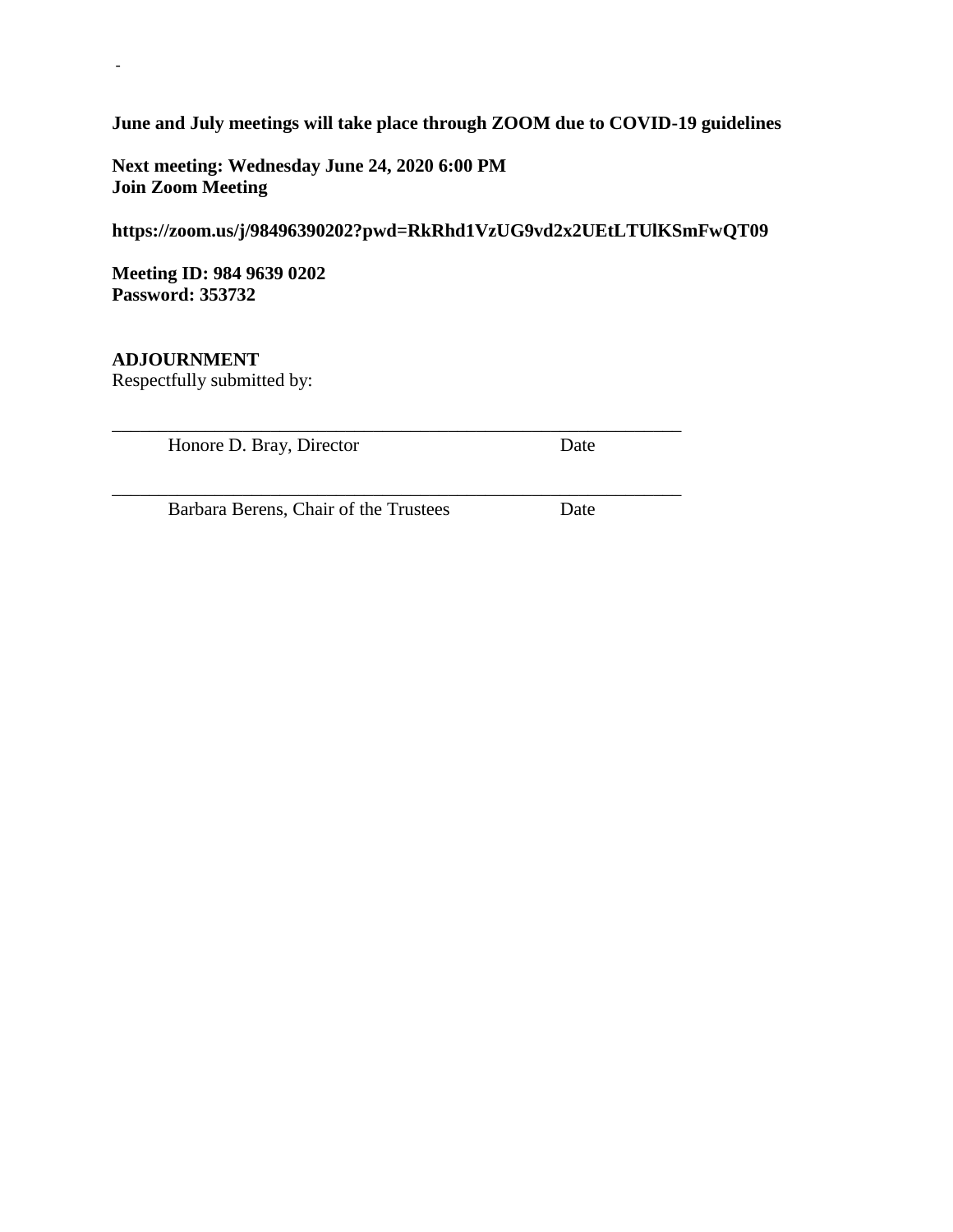-

**June and July meetings will take place through ZOOM due to COVID-19 guidelines**

**Next meeting: Wednesday June 24, 2020 6:00 PM**
**Join Zoom Meeting**

**https://zoom.us/j/98496390202?pwd=RkRhd1VzUG9vd2x2UEtLTUlKSmFwQT09**

**Meeting ID: 984 9639 0202**
**Password: 353732**

**ADJOURNMENT**
Respectfully submitted by:

_______________________________________________________________
Honore D. Bray, Director Date

_______________________________________________________________
Barbara Berens, Chair of the Trustees Date